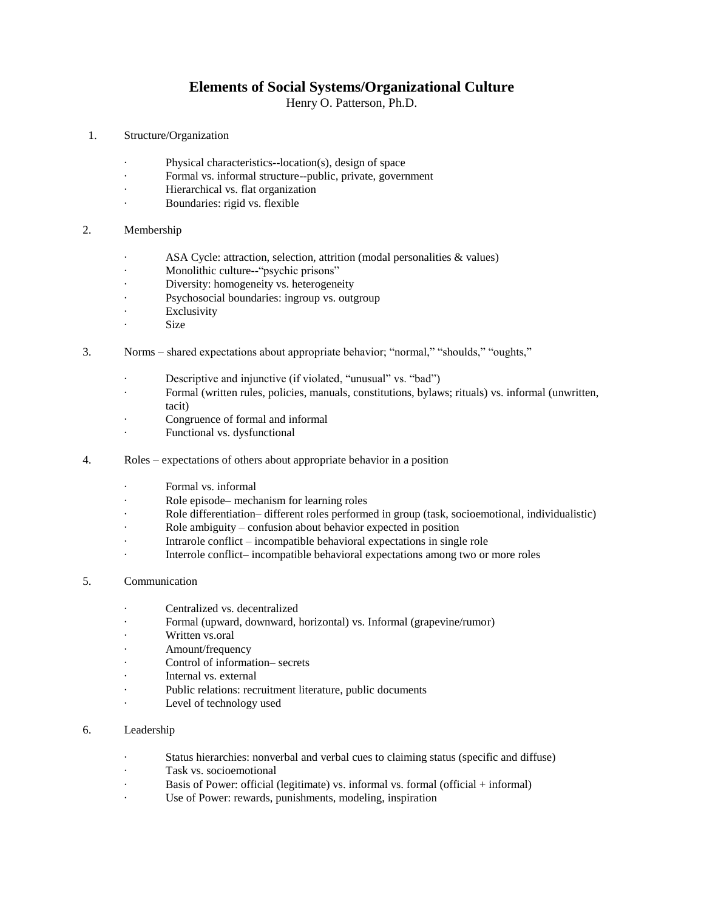# Elements of Social Systems/Organizational Culture

Henry O. Patterson, Ph.D.

1. Structure/Organization

   - Physical characteristics--location(s), design of space
   - Formal vs. informal structure--public, private, government
   - Hierarchical vs. flat organization
   - Boundaries: rigid vs. flexible

2. Membership

   - ASA Cycle: attraction, selection, attrition (modal personalities & values)
   - Monolithic culture--"psychic prisons"
   - Diversity: homogeneity vs. heterogeneity
   - Psychosocial boundaries: ingroup vs. outgroup
   - Exclusivity
   - Size

3. Norms – shared expectations about appropriate behavior; "normal," "shoulds," "oughts,"

   - Descriptive and injunctive (if violated, "unusual" vs. "bad")
   - Formal (written rules, policies, manuals, constitutions, bylaws; rituals) vs. informal (unwritten, tacit)
   - Congruence of formal and informal
   - Functional vs. dysfunctional

4. Roles – expectations of others about appropriate behavior in a position

   - Formal vs. informal
   - Role episode– mechanism for learning roles
   - Role differentiation– different roles performed in group (task, socioemotional, individualistic)
   - Role ambiguity – confusion about behavior expected in position
   - Intrarole conflict – incompatible behavioral expectations in single role
   - Interrole conflict– incompatible behavioral expectations among two or more roles

5. Communication

   - Centralized vs. decentralized
   - Formal (upward, downward, horizontal) vs. Informal (grapevine/rumor)
   - Written vs.oral
   - Amount/frequency
   - Control of information– secrets
   - Internal vs. external
   - Public relations: recruitment literature, public documents
   - Level of technology used

6. Leadership

   - Status hierarchies: nonverbal and verbal cues to claiming status (specific and diffuse)
   - Task vs. socioemotional
   - Basis of Power: official (legitimate) vs. informal vs. formal (official + informal)
   - Use of Power: rewards, punishments, modeling, inspiration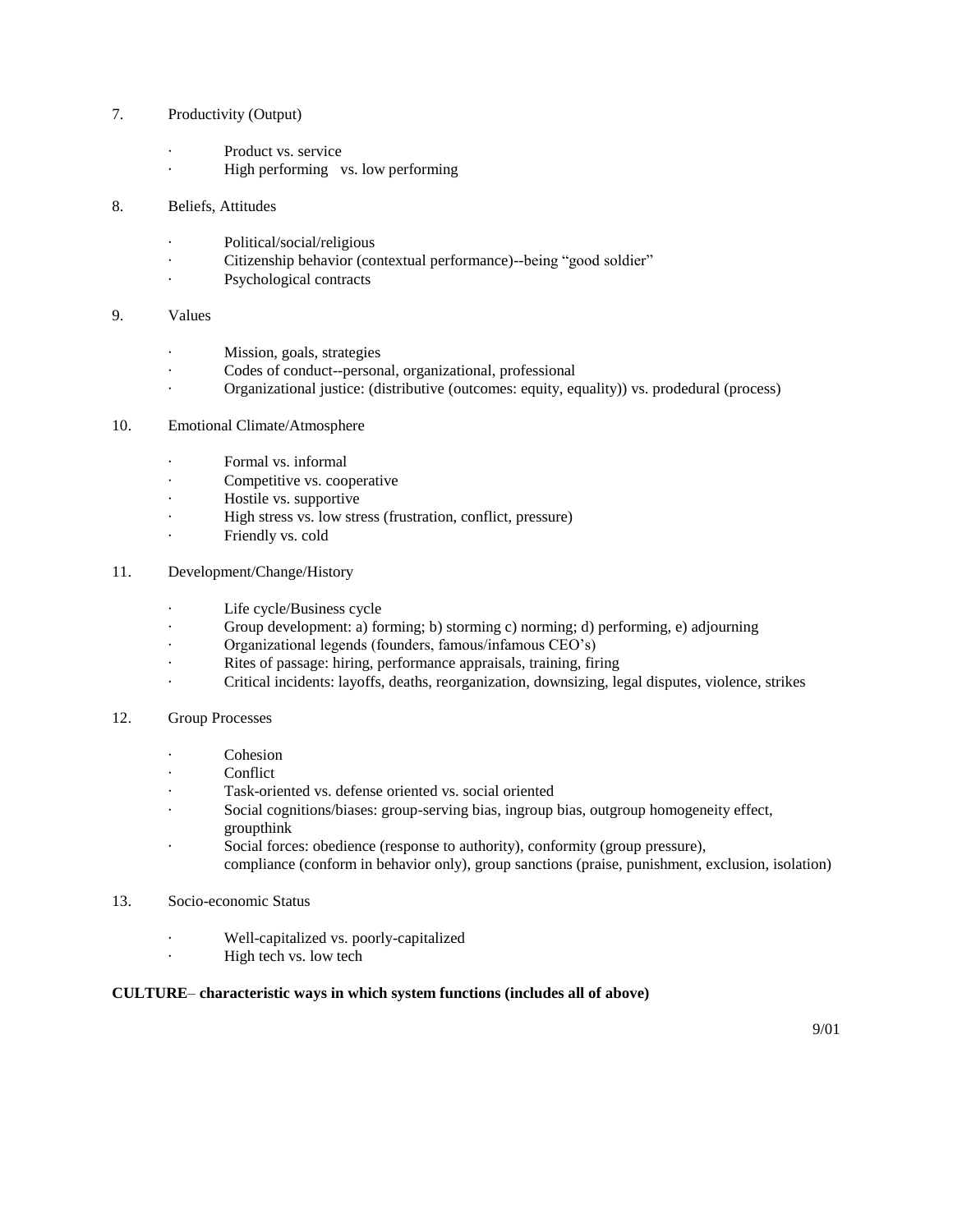7. Productivity (Output)

   - Product vs. service
   - High performing vs. low performing

8. Beliefs, Attitudes

   - Political/social/religious
   - Citizenship behavior (contextual performance)--being "good soldier"
   - Psychological contracts

9. Values

   - Mission, goals, strategies
   - Codes of conduct--personal, organizational, professional
   - Organizational justice: (distributive (outcomes: equity, equality)) vs. prodedural (process)

10. Emotional Climate/Atmosphere

    - Formal vs. informal
    - Competitive vs. cooperative
    - Hostile vs. supportive
    - High stress vs. low stress (frustration, conflict, pressure)
    - Friendly vs. cold

11. Development/Change/History

    - Life cycle/Business cycle
    - Group development: a) forming; b) storming c) norming; d) performing, e) adjourning
    - Organizational legends (founders, famous/infamous CEO's)
    - Rites of passage: hiring, performance appraisals, training, firing
    - Critical incidents: layoffs, deaths, reorganization, downsizing, legal disputes, violence, strikes

12. Group Processes

    - Cohesion
    - Conflict
    - Task-oriented vs. defense oriented vs. social oriented
    - Social cognitions/biases: group-serving bias, ingroup bias, outgroup homogeneity effect, groupthink
    - Social forces: obedience (response to authority), conformity (group pressure), compliance (conform in behavior only), group sanctions (praise, punishment, exclusion, isolation)

13. Socio-economic Status

    - Well-capitalized vs. poorly-capitalized
    - High tech vs. low tech

**CULTURE– characteristic ways in which system functions (includes all of above)**

9/01